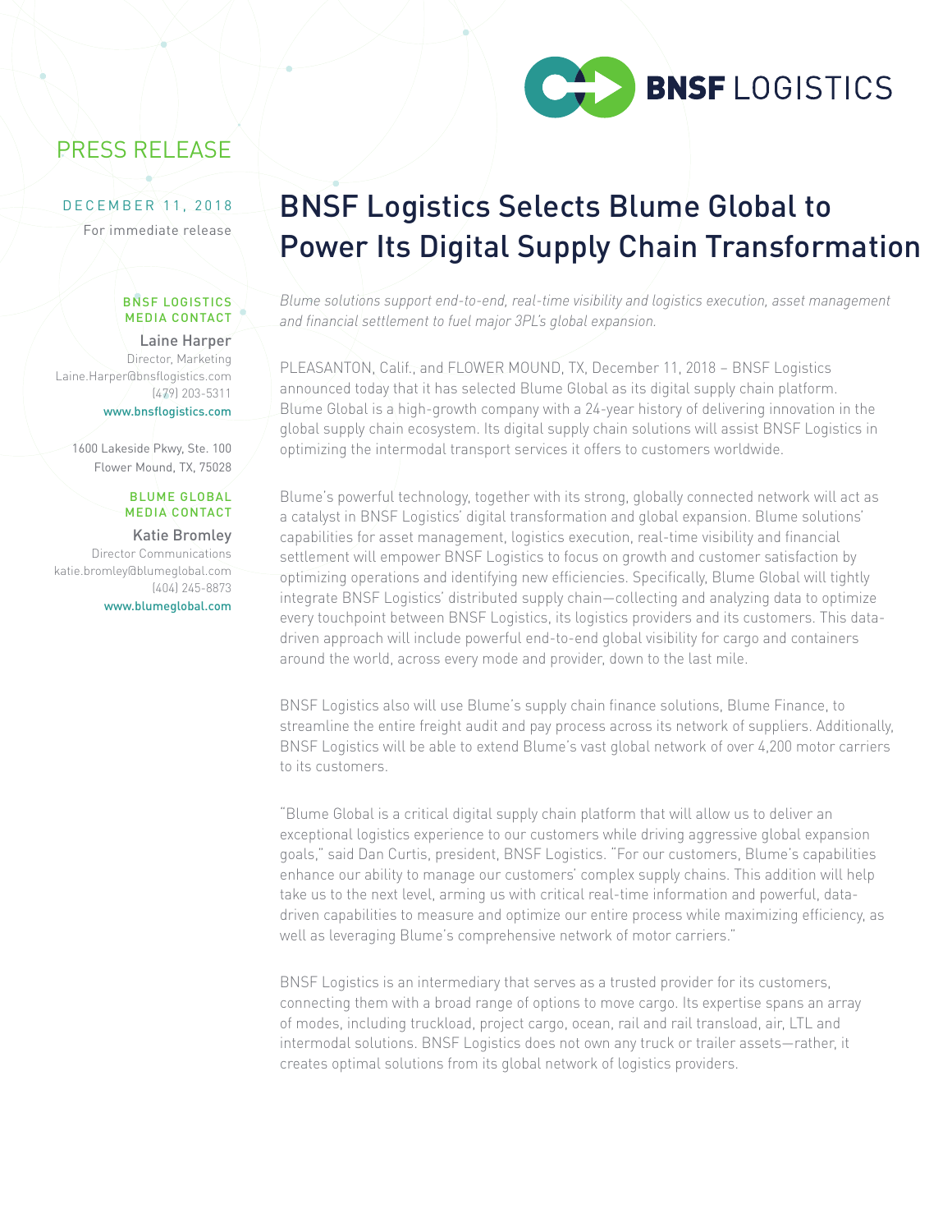BNSF LOGISTICS

PRESS RELEASE

DECEMBER 11, 2018

For immediate release

**BNSF LOGISTICS MEDIA CONTACT**

Laine Harper
Director, Marketing
Laine.Harper@bnsflogistics.com
(479) 203-5311
www.bnsflogistics.com

1600 Lakeside Pkwy, Ste. 100
Flower Mound, TX, 75028

**BLUME GLOBAL MEDIA CONTACT**

Katie Bromley
Director Communications
katie.bromley@blumeglobal.com
(404) 245-8873
www.blumeglobal.com

# BNSF Logistics Selects Blume Global to Power Its Digital Supply Chain Transformation

*Blume solutions support end-to-end, real-time visibility and logistics execution, asset management and financial settlement to fuel major 3PL's global expansion.*

PLEASANTON, Calif., and FLOWER MOUND, TX, December 11, 2018 – BNSF Logistics announced today that it has selected Blume Global as its digital supply chain platform. Blume Global is a high-growth company with a 24-year history of delivering innovation in the global supply chain ecosystem. Its digital supply chain solutions will assist BNSF Logistics in optimizing the intermodal transport services it offers to customers worldwide.

Blume's powerful technology, together with its strong, globally connected network will act as a catalyst in BNSF Logistics' digital transformation and global expansion. Blume solutions' capabilities for asset management, logistics execution, real-time visibility and financial settlement will empower BNSF Logistics to focus on growth and customer satisfaction by optimizing operations and identifying new efficiencies. Specifically, Blume Global will tightly integrate BNSF Logistics' distributed supply chain—collecting and analyzing data to optimize every touchpoint between BNSF Logistics, its logistics providers and its customers. This data-driven approach will include powerful end-to-end global visibility for cargo and containers around the world, across every mode and provider, down to the last mile.

BNSF Logistics also will use Blume's supply chain finance solutions, Blume Finance, to streamline the entire freight audit and pay process across its network of suppliers. Additionally, BNSF Logistics will be able to extend Blume's vast global network of over 4,200 motor carriers to its customers.

"Blume Global is a critical digital supply chain platform that will allow us to deliver an exceptional logistics experience to our customers while driving aggressive global expansion goals," said Dan Curtis, president, BNSF Logistics. "For our customers, Blume's capabilities enhance our ability to manage our customers' complex supply chains. This addition will help take us to the next level, arming us with critical real-time information and powerful, data-driven capabilities to measure and optimize our entire process while maximizing efficiency, as well as leveraging Blume's comprehensive network of motor carriers."

BNSF Logistics is an intermediary that serves as a trusted provider for its customers, connecting them with a broad range of options to move cargo. Its expertise spans an array of modes, including truckload, project cargo, ocean, rail and rail transload, air, LTL and intermodal solutions. BNSF Logistics does not own any truck or trailer assets—rather, it creates optimal solutions from its global network of logistics providers.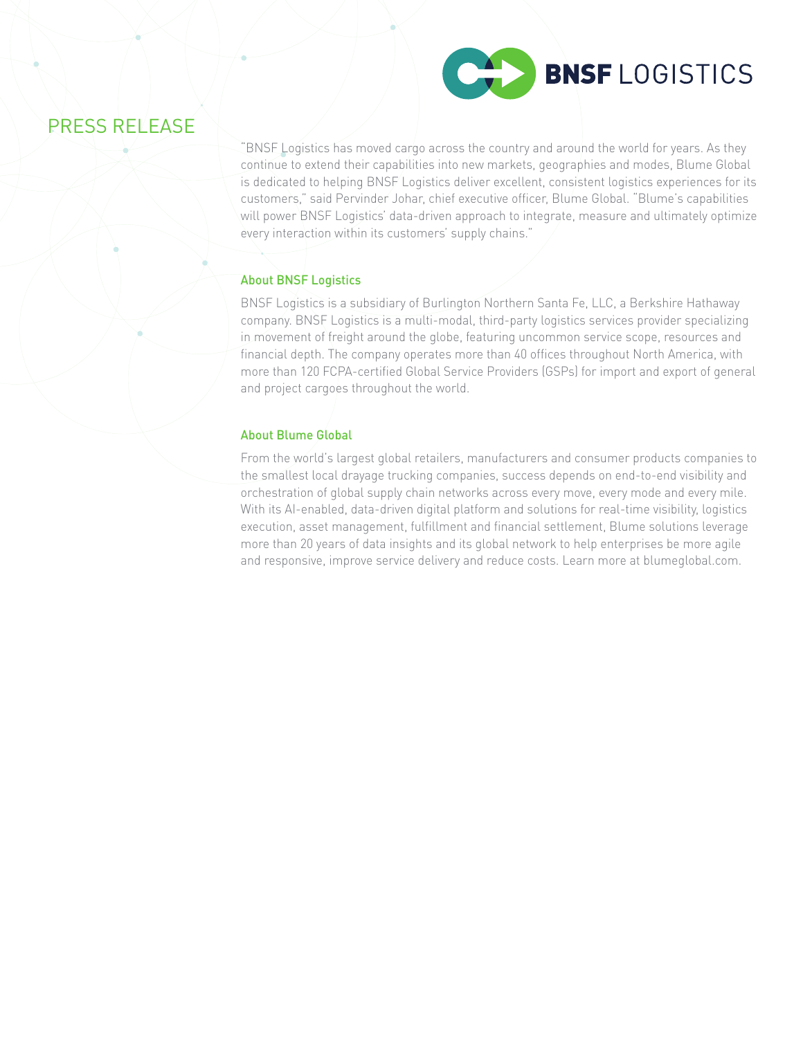PRESS RELEASE

"BNSF Logistics has moved cargo across the country and around the world for years. As they continue to extend their capabilities into new markets, geographies and modes, Blume Global is dedicated to helping BNSF Logistics deliver excellent, consistent logistics experiences for its customers," said Pervinder Johar, chief executive officer, Blume Global. "Blume's capabilities will power BNSF Logistics' data-driven approach to integrate, measure and ultimately optimize every interaction within its customers' supply chains."

### About BNSF Logistics

BNSF Logistics is a subsidiary of Burlington Northern Santa Fe, LLC, a Berkshire Hathaway company. BNSF Logistics is a multi-modal, third-party logistics services provider specializing in movement of freight around the globe, featuring uncommon service scope, resources and financial depth. The company operates more than 40 offices throughout North America, with more than 120 FCPA-certified Global Service Providers (GSPs) for import and export of general and project cargoes throughout the world.

### About Blume Global

From the world's largest global retailers, manufacturers and consumer products companies to the smallest local drayage trucking companies, success depends on end-to-end visibility and orchestration of global supply chain networks across every move, every mode and every mile. With its AI-enabled, data-driven digital platform and solutions for real-time visibility, logistics execution, asset management, fulfillment and financial settlement, Blume solutions leverage more than 20 years of data insights and its global network to help enterprises be more agile and responsive, improve service delivery and reduce costs. Learn more at blumeglobal.com.